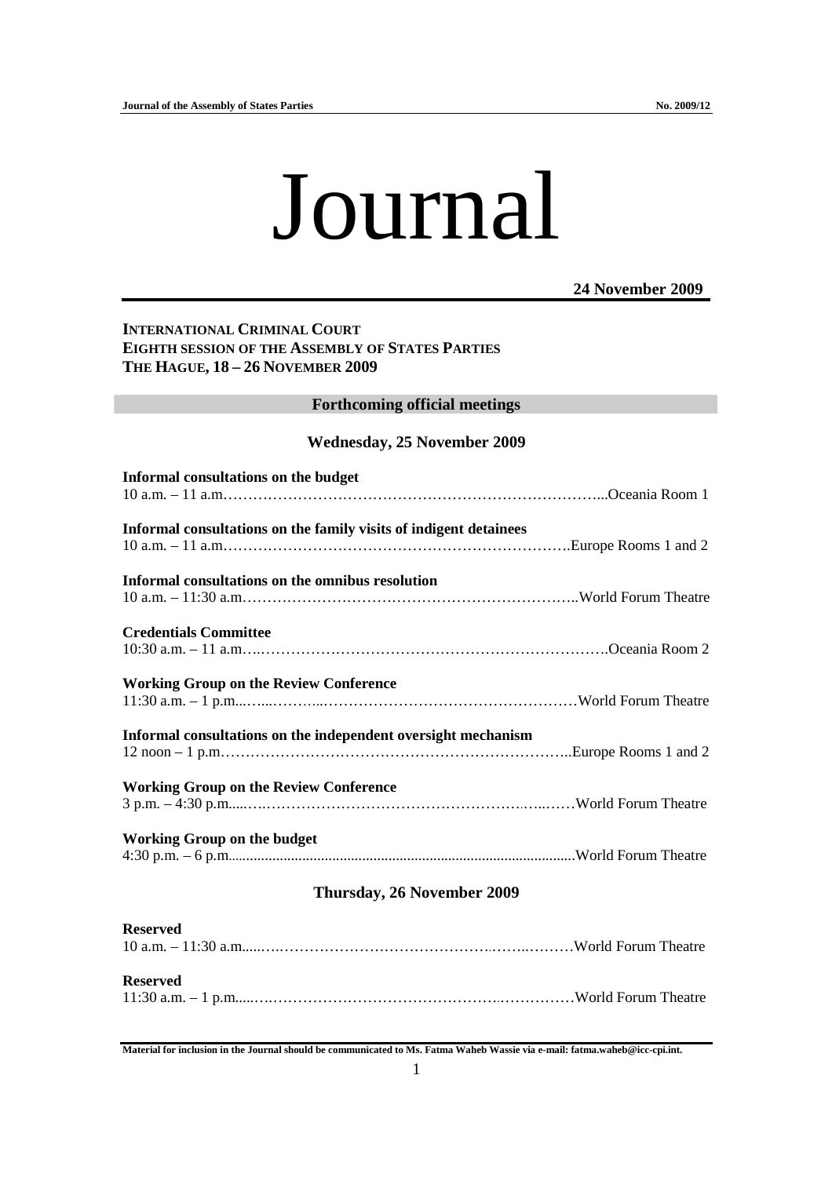# Journal

**24 November 2009**

**INTERNATIONAL CRIMINAL COURT**
**EIGHTH SESSION OF THE ASSEMBLY OF STATES PARTIES**
**THE HAGUE, 18 – 26 NOVEMBER 2009**

## Forthcoming official meetings

### Wednesday, 25 November 2009

**Informal consultations on the budget**
10 a.m. – 11 a.m.……………………………………………………………………...Oceania Room 1

**Informal consultations on the family visits of indigent detainees**
10 a.m. – 11 a.m.……………………………………………………………….Europe Rooms 1 and 2

**Informal consultations on the omnibus resolution**
10 a.m. – 11:30 a.m.…………………………………………………………..World Forum Theatre

**Credentials Committee**
10:30 a.m. – 11 a.m.……………………………………………………………….Oceania Room 2

**Working Group on the Review Conference**
11:30 a.m. – 1 p.m...…...………...……………………………………………World Forum Theatre

**Informal consultations on the independent oversight mechanism**
12 noon – 1 p.m.……………………………………………………………..Europe Rooms 1 and 2

**Working Group on the Review Conference**
3 p.m. – 4:30 p.m....….………………………………………………….…..……World Forum Theatre

**Working Group on the budget**
4:30 p.m. – 6 p.m..........................................................................................World Forum Theatre

### Thursday, 26 November 2009

**Reserved**
10 a.m. – 11:30 a.m.....….……………………………………….……..………World Forum Theatre

**Reserved**
11:30 a.m. – 1 p.m.....….………………………………………….……………World Forum Theatre

Material for inclusion in the Journal should be communicated to Ms. Fatma Waheb Wassie via e-mail: fatma.waheb@icc-cpi.int.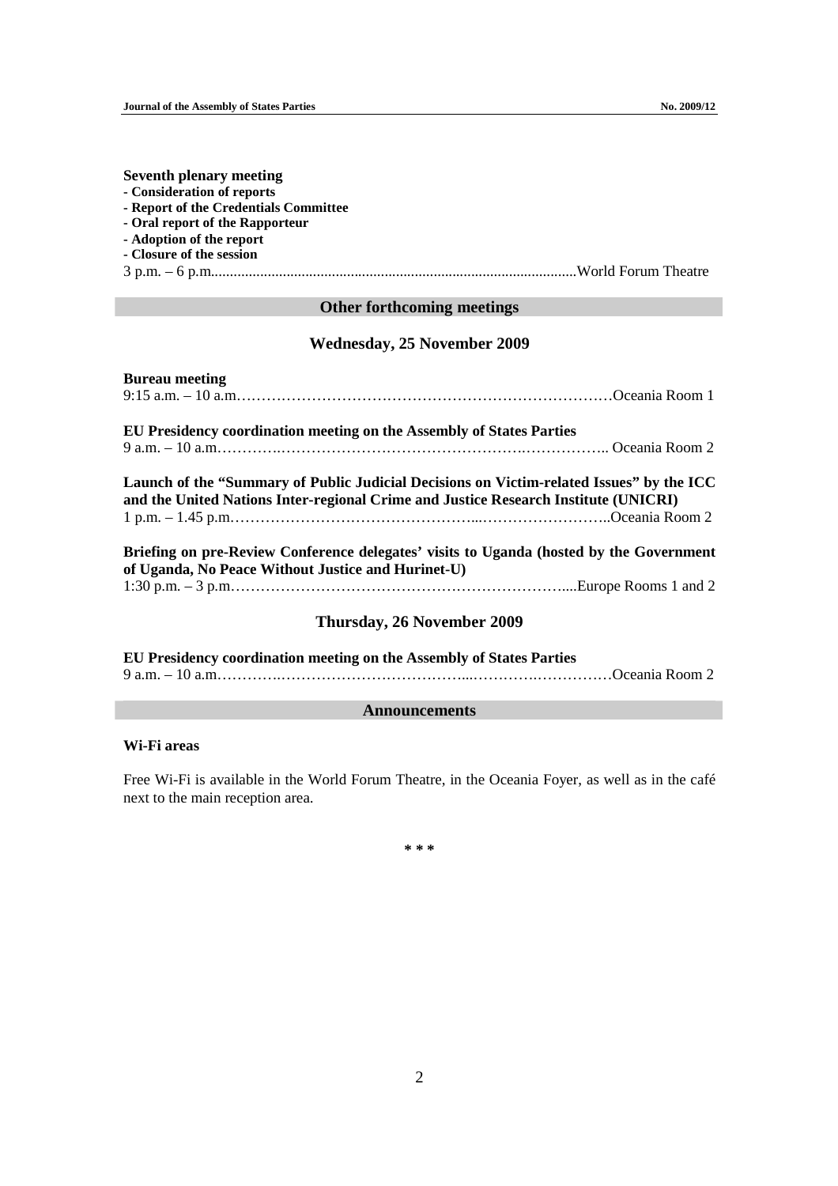**Seventh plenary meeting**

- **Consideration of reports**
- **Report of the Credentials Committee**
- **Oral report of the Rapporteur**
- **Adoption of the report**
- **Closure of the session**

3 p.m. – 6 p.m................................................................................................World Forum Theatre

## Other forthcoming meetings

### Wednesday, 25 November 2009

**Bureau meeting**

9:15 a.m. – 10 a.m……………………………………………………………………Oceania Room 1

**EU Presidency coordination meeting on the Assembly of States Parties**

9 a.m. – 10 a.m………….…………………………………………….…………….. Oceania Room 2

**Launch of the "Summary of Public Judicial Decisions on Victim-related Issues" by the ICC and the United Nations Inter-regional Crime and Justice Research Institute (UNICRI)**

1 p.m. – 1.45 p.m…………………………………………...……………………..Oceania Room 2

**Briefing on pre-Review Conference delegates' visits to Uganda (hosted by the Government of Uganda, No Peace Without Justice and Hurinet-U)**

1:30 p.m. – 3 p.m…………………………………………………………....Europe Rooms 1 and 2

### Thursday, 26 November 2009

**EU Presidency coordination meeting on the Assembly of States Parties**

9 a.m. – 10 a.m………….……………………………...………….……………Oceania Room 2

## Announcements

**Wi-Fi areas**

Free Wi-Fi is available in the World Forum Theatre, in the Oceania Foyer, as well as in the café next to the main reception area.

\* \* \*